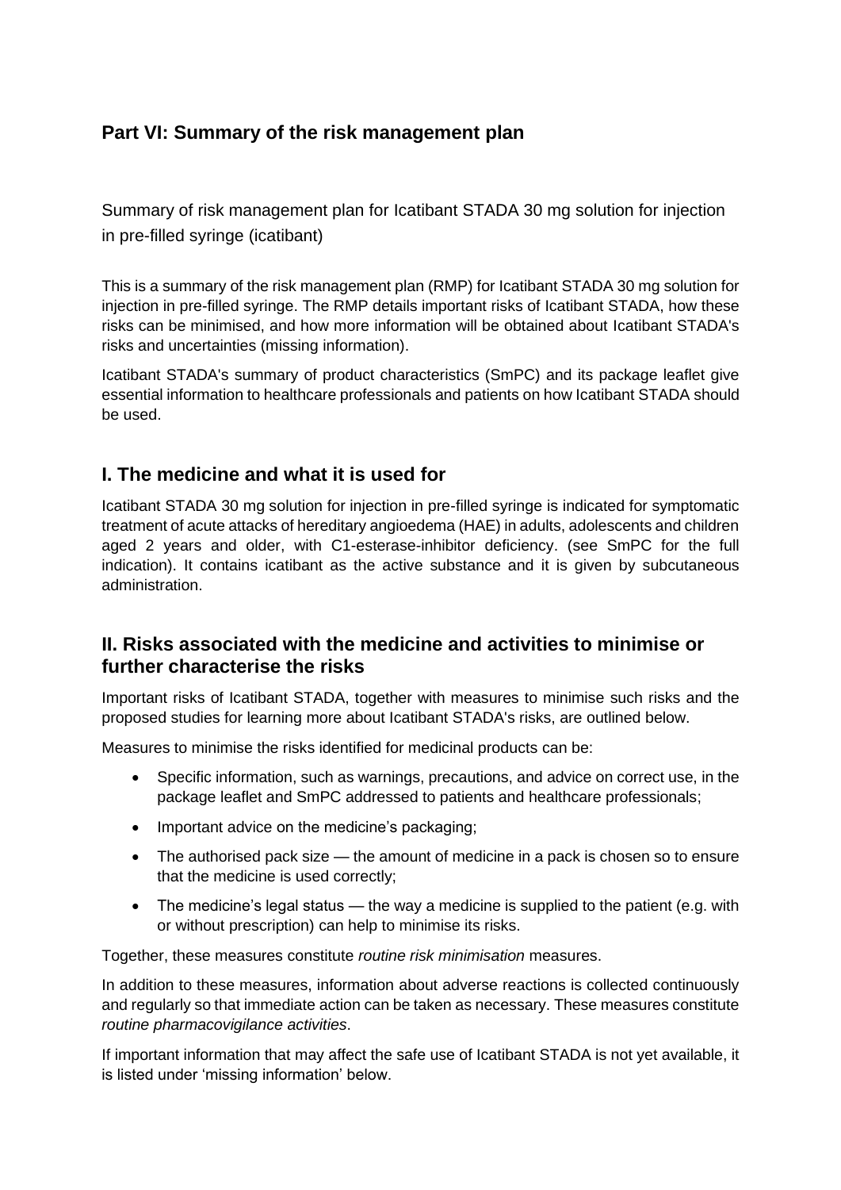## Part VI: Summary of the risk management plan

Summary of risk management plan for Icatibant STADA 30 mg solution for injection in pre-filled syringe (icatibant)

This is a summary of the risk management plan (RMP) for Icatibant STADA 30 mg solution for injection in pre-filled syringe. The RMP details important risks of Icatibant STADA, how these risks can be minimised, and how more information will be obtained about Icatibant STADA's risks and uncertainties (missing information).

Icatibant STADA's summary of product characteristics (SmPC) and its package leaflet give essential information to healthcare professionals and patients on how Icatibant STADA should be used.

## I. The medicine and what it is used for

Icatibant STADA 30 mg solution for injection in pre-filled syringe is indicated for symptomatic treatment of acute attacks of hereditary angioedema (HAE) in adults, adolescents and children aged 2 years and older, with C1-esterase-inhibitor deficiency. (see SmPC for the full indication). It contains icatibant as the active substance and it is given by subcutaneous administration.

## II. Risks associated with the medicine and activities to minimise or further characterise the risks

Important risks of Icatibant STADA, together with measures to minimise such risks and the proposed studies for learning more about Icatibant STADA's risks, are outlined below.

Measures to minimise the risks identified for medicinal products can be:

- Specific information, such as warnings, precautions, and advice on correct use, in the package leaflet and SmPC addressed to patients and healthcare professionals;
- Important advice on the medicine's packaging;
- The authorised pack size — the amount of medicine in a pack is chosen so to ensure that the medicine is used correctly;
- The medicine's legal status — the way a medicine is supplied to the patient (e.g. with or without prescription) can help to minimise its risks.

Together, these measures constitute *routine risk minimisation* measures.

In addition to these measures, information about adverse reactions is collected continuously and regularly so that immediate action can be taken as necessary. These measures constitute *routine pharmacovigilance activities*.

If important information that may affect the safe use of Icatibant STADA is not yet available, it is listed under 'missing information' below.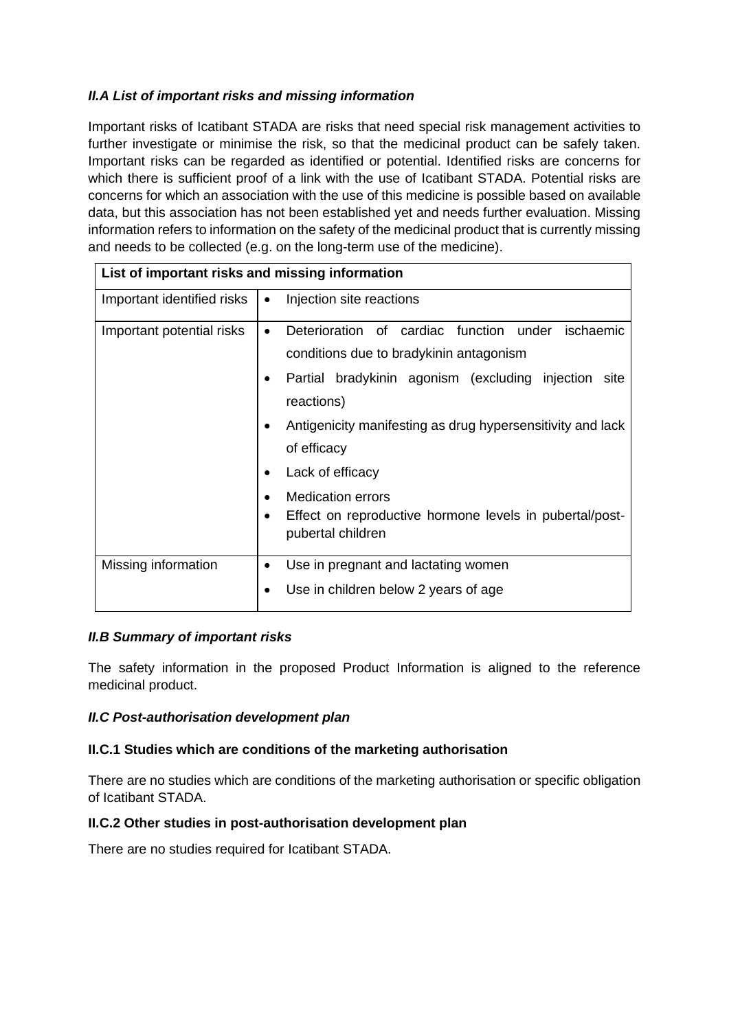### *II.A List of important risks and missing information*

Important risks of Icatibant STADA are risks that need special risk management activities to further investigate or minimise the risk, so that the medicinal product can be safely taken. Important risks can be regarded as identified or potential. Identified risks are concerns for which there is sufficient proof of a link with the use of Icatibant STADA. Potential risks are concerns for which an association with the use of this medicine is possible based on available data, but this association has not been established yet and needs further evaluation. Missing information refers to information on the safety of the medicinal product that is currently missing and needs to be collected (e.g. on the long-term use of the medicine).

| List of important risks and missing information | |
|---|---|
| Important identified risks | • Injection site reactions |
| Important potential risks | • Deterioration of cardiac function under ischaemic conditions due to bradykinin antagonism<br>• Partial bradykinin agonism (excluding injection site reactions)<br>• Antigenicity manifesting as drug hypersensitivity and lack of efficacy<br>• Lack of efficacy<br>• Medication errors<br>• Effect on reproductive hormone levels in pubertal/post-pubertal children |
| Missing information | • Use in pregnant and lactating women<br>• Use in children below 2 years of age |

### *II.B Summary of important risks*

The safety information in the proposed Product Information is aligned to the reference medicinal product.

### *II.C Post-authorisation development plan*

#### II.C.1 Studies which are conditions of the marketing authorisation

There are no studies which are conditions of the marketing authorisation or specific obligation of Icatibant STADA.

#### II.C.2 Other studies in post-authorisation development plan

There are no studies required for Icatibant STADA.